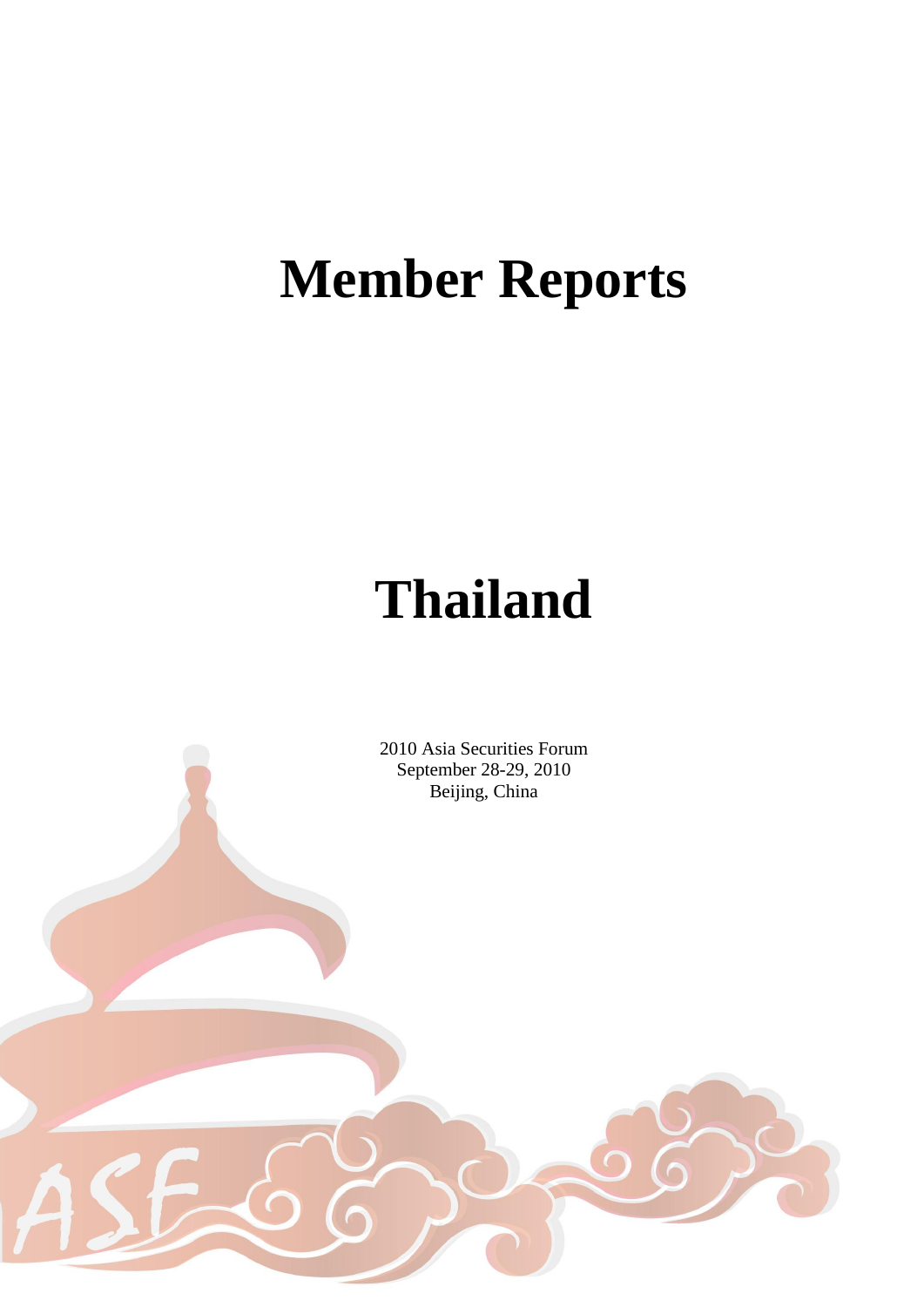# Member Reports

# Thailand

2010 Asia Securities Forum
September 28-29, 2010
Beijing, China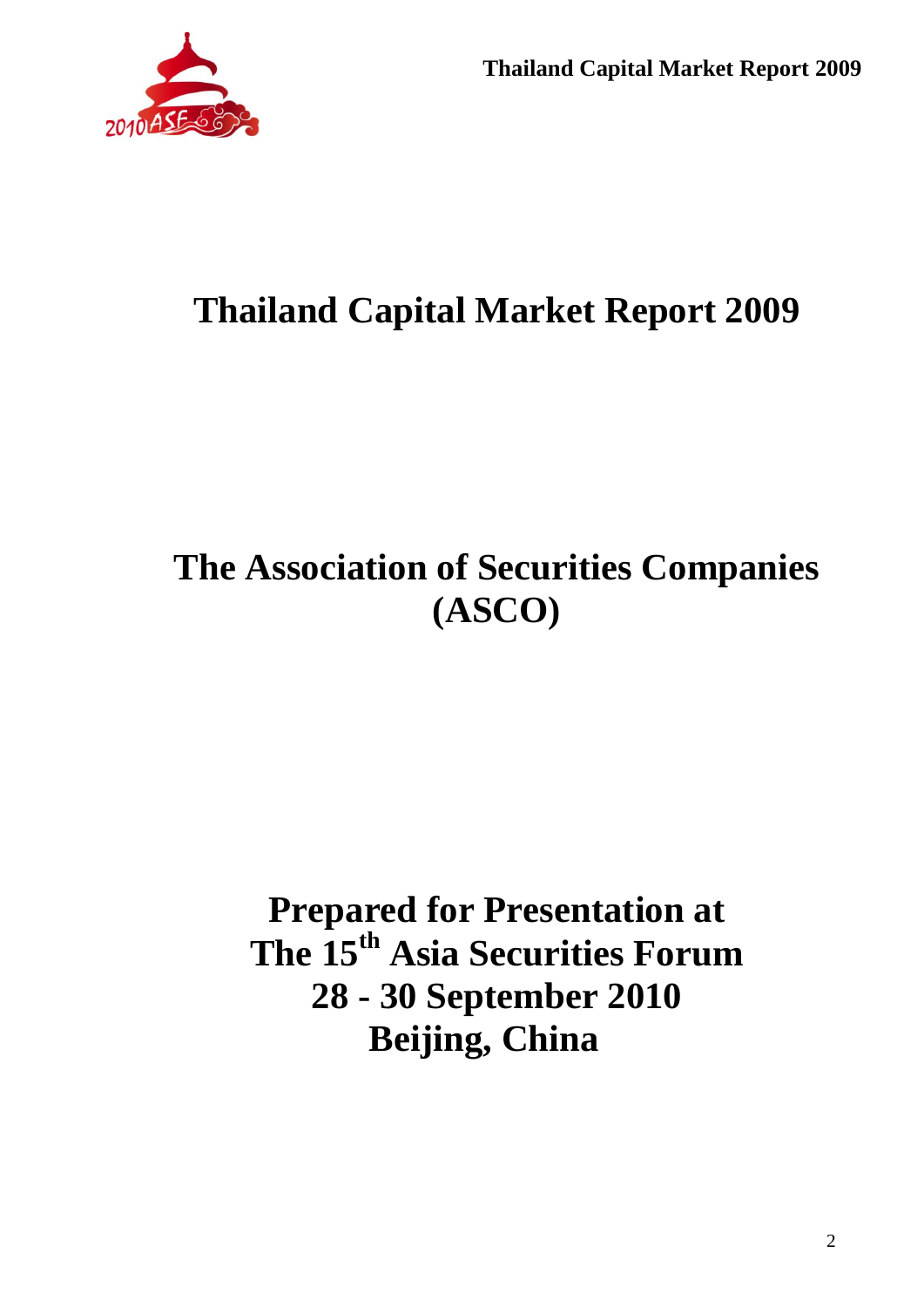# Thailand Capital Market Report 2009

## The Association of Securities Companies (ASCO)

**Prepared for Presentation at**
**The 15th Asia Securities Forum**
**28 - 30 September 2010**
**Beijing, China**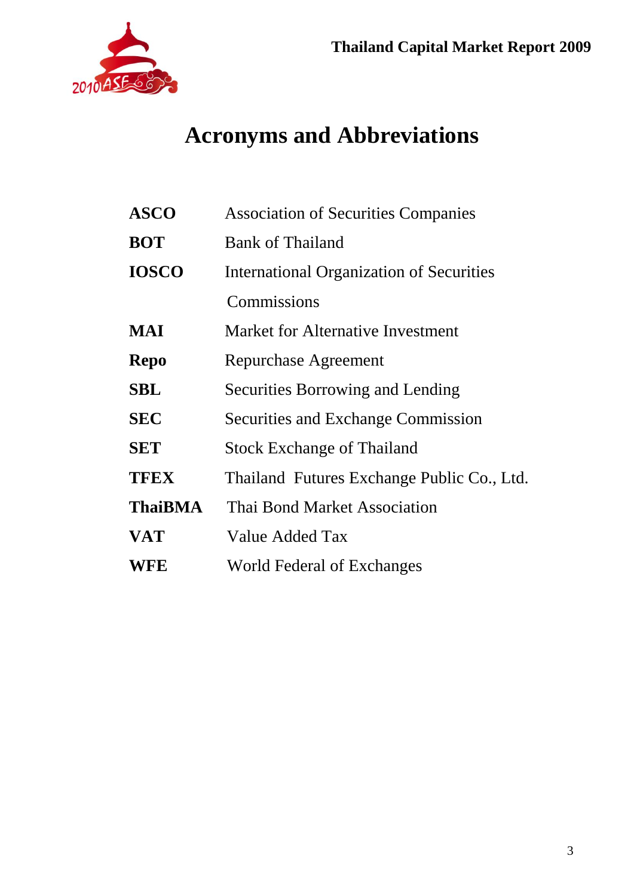# Acronyms and Abbreviations

| | |
|---|---|
| **ASCO** | Association of Securities Companies |
| **BOT** | Bank of Thailand |
| **IOSCO** | International Organization of Securities Commissions |
| **MAI** | Market for Alternative Investment |
| **Repo** | Repurchase Agreement |
| **SBL** | Securities Borrowing and Lending |
| **SEC** | Securities and Exchange Commission |
| **SET** | Stock Exchange of Thailand |
| **TFEX** | Thailand Futures Exchange Public Co., Ltd. |
| **ThaiBMA** | Thai Bond Market Association |
| **VAT** | Value Added Tax |
| **WFE** | World Federal of Exchanges |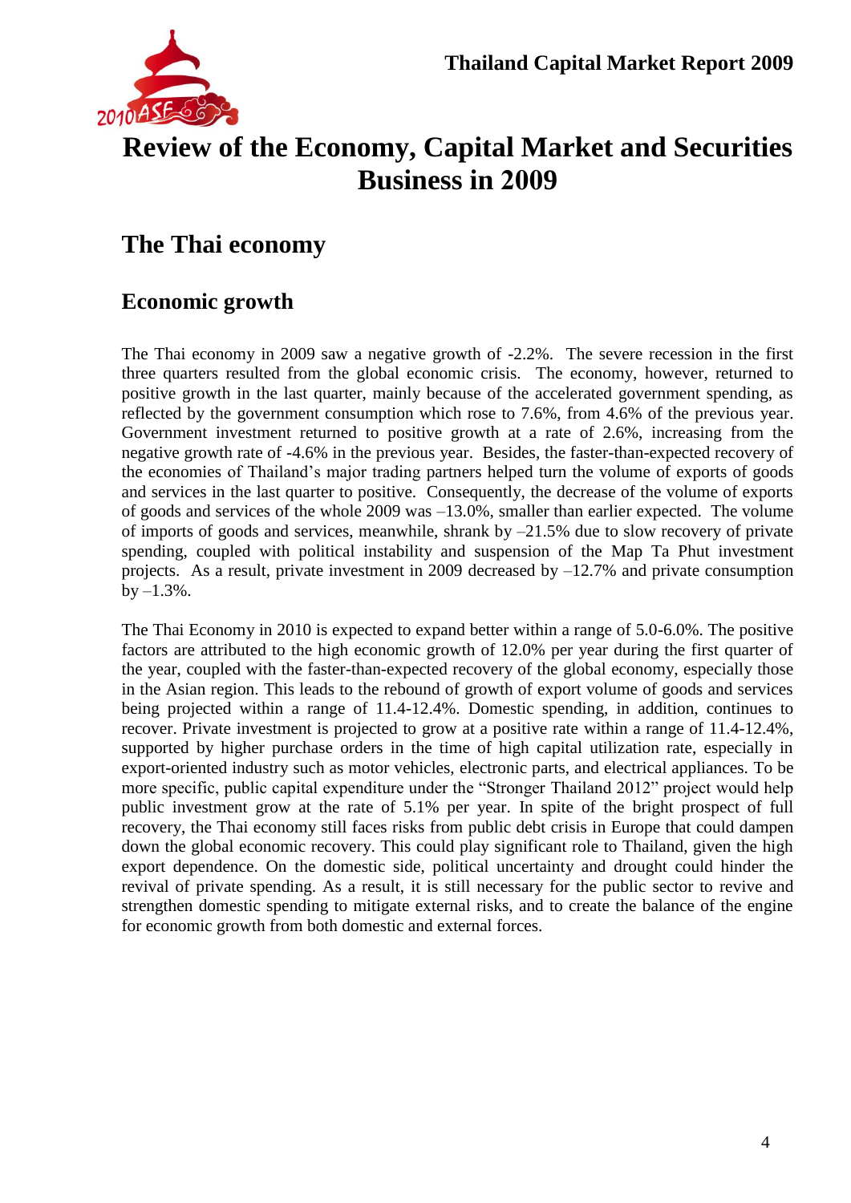# Review of the Economy, Capital Market and Securities Business in 2009

## The Thai economy

### Economic growth

The Thai economy in 2009 saw a negative growth of -2.2%. The severe recession in the first three quarters resulted from the global economic crisis. The economy, however, returned to positive growth in the last quarter, mainly because of the accelerated government spending, as reflected by the government consumption which rose to 7.6%, from 4.6% of the previous year. Government investment returned to positive growth at a rate of 2.6%, increasing from the negative growth rate of -4.6% in the previous year. Besides, the faster-than-expected recovery of the economies of Thailand's major trading partners helped turn the volume of exports of goods and services in the last quarter to positive. Consequently, the decrease of the volume of exports of goods and services of the whole 2009 was –13.0%, smaller than earlier expected. The volume of imports of goods and services, meanwhile, shrank by –21.5% due to slow recovery of private spending, coupled with political instability and suspension of the Map Ta Phut investment projects. As a result, private investment in 2009 decreased by –12.7% and private consumption by –1.3%.

The Thai Economy in 2010 is expected to expand better within a range of 5.0-6.0%. The positive factors are attributed to the high economic growth of 12.0% per year during the first quarter of the year, coupled with the faster-than-expected recovery of the global economy, especially those in the Asian region. This leads to the rebound of growth of export volume of goods and services being projected within a range of 11.4-12.4%. Domestic spending, in addition, continues to recover. Private investment is projected to grow at a positive rate within a range of 11.4-12.4%, supported by higher purchase orders in the time of high capital utilization rate, especially in export-oriented industry such as motor vehicles, electronic parts, and electrical appliances. To be more specific, public capital expenditure under the "Stronger Thailand 2012" project would help public investment grow at the rate of 5.1% per year. In spite of the bright prospect of full recovery, the Thai economy still faces risks from public debt crisis in Europe that could dampen down the global economic recovery. This could play significant role to Thailand, given the high export dependence. On the domestic side, political uncertainty and drought could hinder the revival of private spending. As a result, it is still necessary for the public sector to revive and strengthen domestic spending to mitigate external risks, and to create the balance of the engine for economic growth from both domestic and external forces.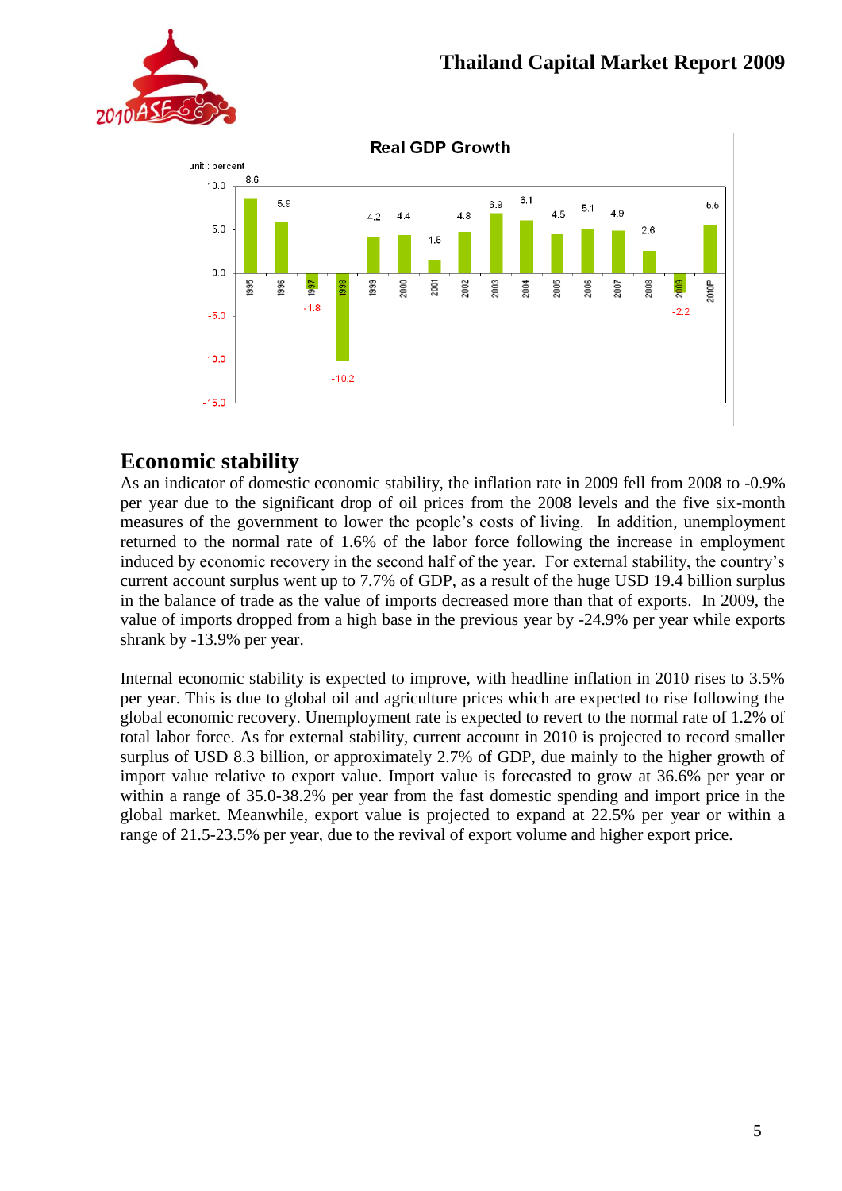**Real GDP Growth**

unit : percent

| Year | 1995 | 1996 | 1997 | 1998 | 1999 | 2000 | 2001 | 2002 | 2003 | 2004 | 2005 | 2006 | 2007 | 2008 | 2009 | 2010P |
|---|---|---|---|---|---|---|---|---|---|---|---|---|---|---|---|---|
| Real GDP Growth (%) | 8.6 | 5.9 | -1.8 | -10.2 | 4.2 | 4.4 | 1.5 | 4.8 | 6.9 | 6.1 | 4.5 | 5.1 | 4.9 | 2.6 | -2.2 | 5.5 |

## Economic stability

As an indicator of domestic economic stability, the inflation rate in 2009 fell from 2008 to -0.9% per year due to the significant drop of oil prices from the 2008 levels and the five six-month measures of the government to lower the people's costs of living. In addition, unemployment returned to the normal rate of 1.6% of the labor force following the increase in employment induced by economic recovery in the second half of the year. For external stability, the country's current account surplus went up to 7.7% of GDP, as a result of the huge USD 19.4 billion surplus in the balance of trade as the value of imports decreased more than that of exports. In 2009, the value of imports dropped from a high base in the previous year by -24.9% per year while exports shrank by -13.9% per year.

Internal economic stability is expected to improve, with headline inflation in 2010 rises to 3.5% per year. This is due to global oil and agriculture prices which are expected to rise following the global economic recovery. Unemployment rate is expected to revert to the normal rate of 1.2% of total labor force. As for external stability, current account in 2010 is projected to record smaller surplus of USD 8.3 billion, or approximately 2.7% of GDP, due mainly to the higher growth of import value relative to export value. Import value is forecasted to grow at 36.6% per year or within a range of 35.0-38.2% per year from the fast domestic spending and import price in the global market. Meanwhile, export value is projected to expand at 22.5% per year or within a range of 21.5-23.5% per year, due to the revival of export volume and higher export price.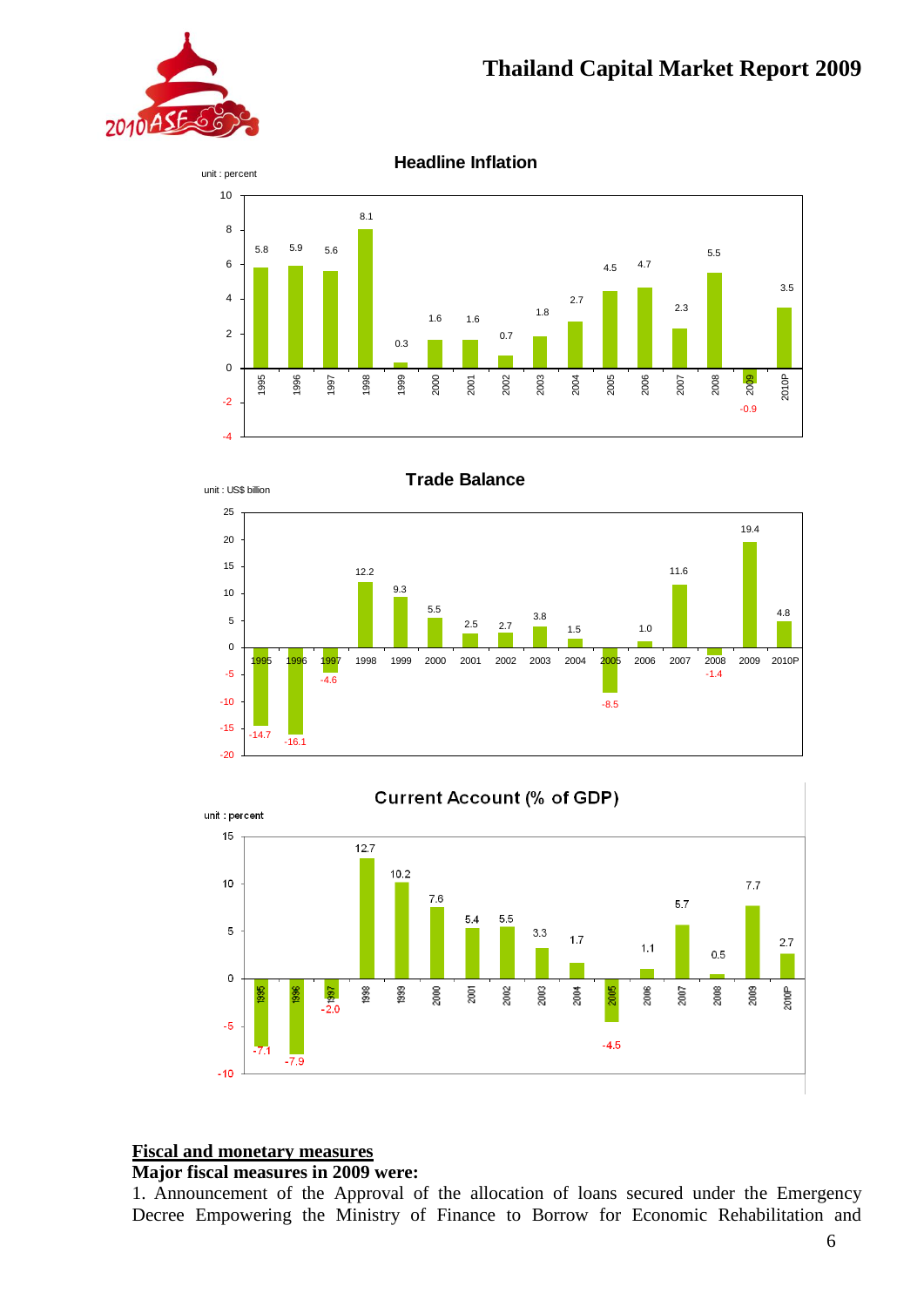### Headline Inflation

unit : percent

| Year | 1995 | 1996 | 1997 | 1998 | 1999 | 2000 | 2001 | 2002 | 2003 | 2004 | 2005 | 2006 | 2007 | 2008 | 2009 | 2010P |
|---|---|---|---|---|---|---|---|---|---|---|---|---|---|---|---|---|
| Headline Inflation | 5.8 | 5.9 | 5.6 | 8.1 | 0.3 | 1.6 | 1.6 | 0.7 | 1.8 | 2.7 | 4.5 | 4.7 | 2.3 | 5.5 | -0.9 | 3.5 |

### Trade Balance

unit : US$ billion

| Year | 1995 | 1996 | 1997 | 1998 | 1999 | 2000 | 2001 | 2002 | 2003 | 2004 | 2005 | 2006 | 2007 | 2008 | 2009 | 2010P |
|---|---|---|---|---|---|---|---|---|---|---|---|---|---|---|---|---|
| Trade Balance | -14.7 | -16.1 | -4.6 | 12.2 | 9.3 | 5.5 | 2.5 | 2.7 | 3.8 | 1.5 | -8.5 | 1.0 | 11.6 | -1.4 | 19.4 | 4.8 |

### Current Account (% of GDP)

unit : percent

| Year | 1995 | 1996 | 1997 | 1998 | 1999 | 2000 | 2001 | 2002 | 2003 | 2004 | 2005 | 2006 | 2007 | 2008 | 2009 | 2010P |
|---|---|---|---|---|---|---|---|---|---|---|---|---|---|---|---|---|
| Current Account | -7.1 | -7.9 | -2.0 | 12.7 | 10.2 | 7.6 | 5.4 | 5.5 | 3.3 | 1.7 | -4.5 | 1.1 | 5.7 | 0.5 | 7.7 | 2.7 |

**Fiscal and monetary measures**

**Major fiscal measures in 2009 were:**

1. Announcement of the Approval of the allocation of loans secured under the Emergency Decree Empowering the Ministry of Finance to Borrow for Economic Rehabilitation and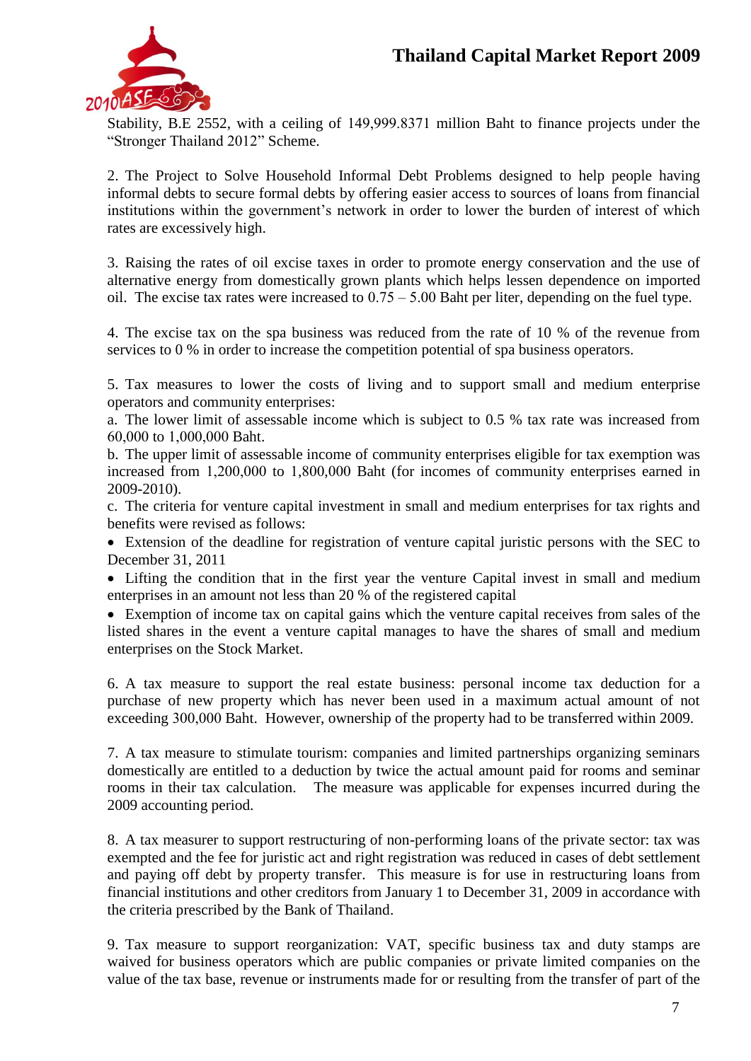Stability, B.E 2552, with a ceiling of 149,999.8371 million Baht to finance projects under the "Stronger Thailand 2012" Scheme.

2. The Project to Solve Household Informal Debt Problems designed to help people having informal debts to secure formal debts by offering easier access to sources of loans from financial institutions within the government's network in order to lower the burden of interest of which rates are excessively high.

3. Raising the rates of oil excise taxes in order to promote energy conservation and the use of alternative energy from domestically grown plants which helps lessen dependence on imported oil. The excise tax rates were increased to 0.75 – 5.00 Baht per liter, depending on the fuel type.

4. The excise tax on the spa business was reduced from the rate of 10 % of the revenue from services to 0 % in order to increase the competition potential of spa business operators.

5. Tax measures to lower the costs of living and to support small and medium enterprise operators and community enterprises:
a. The lower limit of assessable income which is subject to 0.5 % tax rate was increased from 60,000 to 1,000,000 Baht.
b. The upper limit of assessable income of community enterprises eligible for tax exemption was increased from 1,200,000 to 1,800,000 Baht (for incomes of community enterprises earned in 2009-2010).
c. The criteria for venture capital investment in small and medium enterprises for tax rights and benefits were revised as follows:

- Extension of the deadline for registration of venture capital juristic persons with the SEC to December 31, 2011
- Lifting the condition that in the first year the venture Capital invest in small and medium enterprises in an amount not less than 20 % of the registered capital
- Exemption of income tax on capital gains which the venture capital receives from sales of the listed shares in the event a venture capital manages to have the shares of small and medium enterprises on the Stock Market.

6. A tax measure to support the real estate business: personal income tax deduction for a purchase of new property which has never been used in a maximum actual amount of not exceeding 300,000 Baht. However, ownership of the property had to be transferred within 2009.

7. A tax measure to stimulate tourism: companies and limited partnerships organizing seminars domestically are entitled to a deduction by twice the actual amount paid for rooms and seminar rooms in their tax calculation. The measure was applicable for expenses incurred during the 2009 accounting period.

8. A tax measurer to support restructuring of non-performing loans of the private sector: tax was exempted and the fee for juristic act and right registration was reduced in cases of debt settlement and paying off debt by property transfer. This measure is for use in restructuring loans from financial institutions and other creditors from January 1 to December 31, 2009 in accordance with the criteria prescribed by the Bank of Thailand.

9. Tax measure to support reorganization: VAT, specific business tax and duty stamps are waived for business operators which are public companies or private limited companies on the value of the tax base, revenue or instruments made for or resulting from the transfer of part of the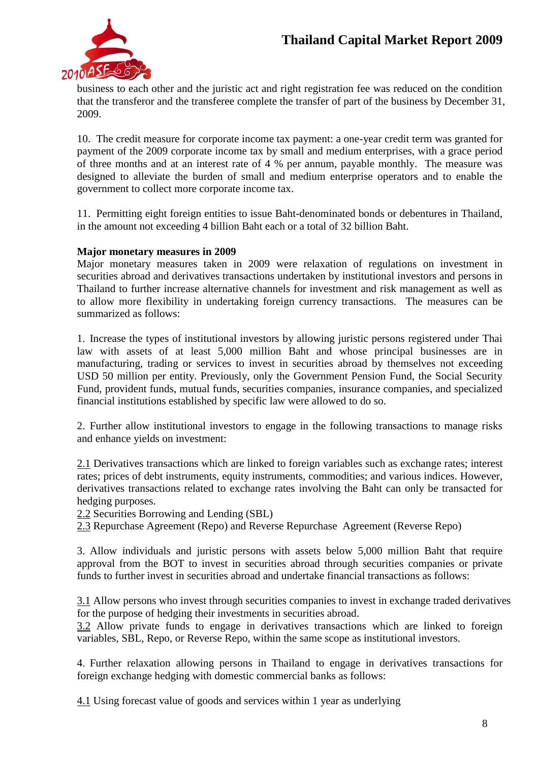business to each other and the juristic act and right registration fee was reduced on the condition that the transferor and the transferee complete the transfer of part of the business by December 31, 2009.

10. The credit measure for corporate income tax payment: a one-year credit term was granted for payment of the 2009 corporate income tax by small and medium enterprises, with a grace period of three months and at an interest rate of 4 % per annum, payable monthly. The measure was designed to alleviate the burden of small and medium enterprise operators and to enable the government to collect more corporate income tax.

11. Permitting eight foreign entities to issue Baht-denominated bonds or debentures in Thailand, in the amount not exceeding 4 billion Baht each or a total of 32 billion Baht.

**Major monetary measures in 2009**

Major monetary measures taken in 2009 were relaxation of regulations on investment in securities abroad and derivatives transactions undertaken by institutional investors and persons in Thailand to further increase alternative channels for investment and risk management as well as to allow more flexibility in undertaking foreign currency transactions. The measures can be summarized as follows:

1. Increase the types of institutional investors by allowing juristic persons registered under Thai law with assets of at least 5,000 million Baht and whose principal businesses are in manufacturing, trading or services to invest in securities abroad by themselves not exceeding USD 50 million per entity. Previously, only the Government Pension Fund, the Social Security Fund, provident funds, mutual funds, securities companies, insurance companies, and specialized financial institutions established by specific law were allowed to do so.

2. Further allow institutional investors to engage in the following transactions to manage risks and enhance yields on investment:

2.1 Derivatives transactions which are linked to foreign variables such as exchange rates; interest rates; prices of debt instruments, equity instruments, commodities; and various indices. However, derivatives transactions related to exchange rates involving the Baht can only be transacted for hedging purposes.
2.2 Securities Borrowing and Lending (SBL)
2.3 Repurchase Agreement (Repo) and Reverse Repurchase Agreement (Reverse Repo)

3. Allow individuals and juristic persons with assets below 5,000 million Baht that require approval from the BOT to invest in securities abroad through securities companies or private funds to further invest in securities abroad and undertake financial transactions as follows:

3.1 Allow persons who invest through securities companies to invest in exchange traded derivatives for the purpose of hedging their investments in securities abroad.
3.2 Allow private funds to engage in derivatives transactions which are linked to foreign variables, SBL, Repo, or Reverse Repo, within the same scope as institutional investors.

4. Further relaxation allowing persons in Thailand to engage in derivatives transactions for foreign exchange hedging with domestic commercial banks as follows:

4.1 Using forecast value of goods and services within 1 year as underlying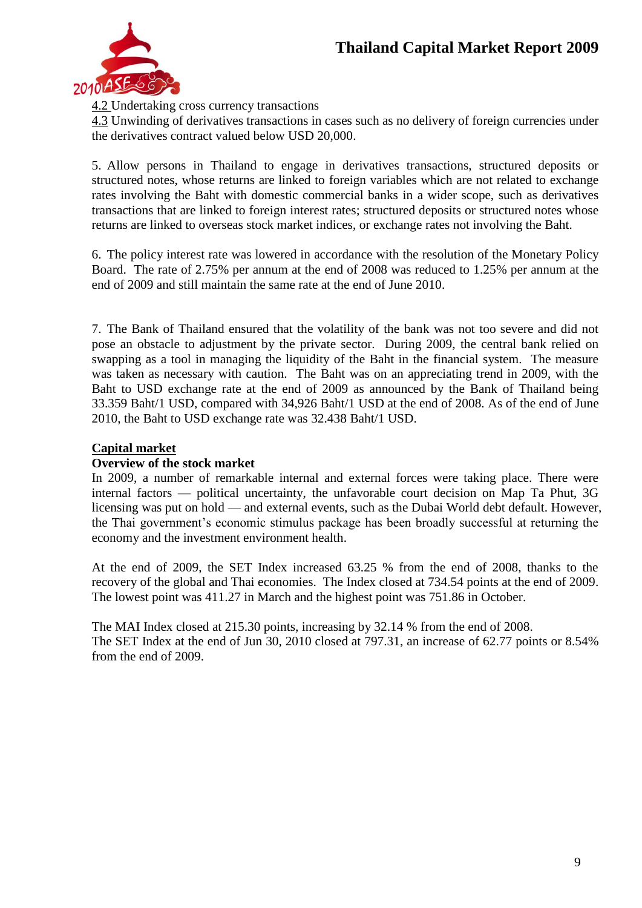4.2 Undertaking cross currency transactions

4.3 Unwinding of derivatives transactions in cases such as no delivery of foreign currencies under the derivatives contract valued below USD 20,000.

5. Allow persons in Thailand to engage in derivatives transactions, structured deposits or structured notes, whose returns are linked to foreign variables which are not related to exchange rates involving the Baht with domestic commercial banks in a wider scope, such as derivatives transactions that are linked to foreign interest rates; structured deposits or structured notes whose returns are linked to overseas stock market indices, or exchange rates not involving the Baht.

6. The policy interest rate was lowered in accordance with the resolution of the Monetary Policy Board. The rate of 2.75% per annum at the end of 2008 was reduced to 1.25% per annum at the end of 2009 and still maintain the same rate at the end of June 2010.

7. The Bank of Thailand ensured that the volatility of the bank was not too severe and did not pose an obstacle to adjustment by the private sector. During 2009, the central bank relied on swapping as a tool in managing the liquidity of the Baht in the financial system. The measure was taken as necessary with caution. The Baht was on an appreciating trend in 2009, with the Baht to USD exchange rate at the end of 2009 as announced by the Bank of Thailand being 33.359 Baht/1 USD, compared with 34,926 Baht/1 USD at the end of 2008. As of the end of June 2010, the Baht to USD exchange rate was 32.438 Baht/1 USD.

## Capital market

### Overview of the stock market

In 2009, a number of remarkable internal and external forces were taking place. There were internal factors — political uncertainty, the unfavorable court decision on Map Ta Phut, 3G licensing was put on hold — and external events, such as the Dubai World debt default. However, the Thai government's economic stimulus package has been broadly successful at returning the economy and the investment environment health.

At the end of 2009, the SET Index increased 63.25 % from the end of 2008, thanks to the recovery of the global and Thai economies. The Index closed at 734.54 points at the end of 2009. The lowest point was 411.27 in March and the highest point was 751.86 in October.

The MAI Index closed at 215.30 points, increasing by 32.14 % from the end of 2008.
The SET Index at the end of Jun 30, 2010 closed at 797.31, an increase of 62.77 points or 8.54% from the end of 2009.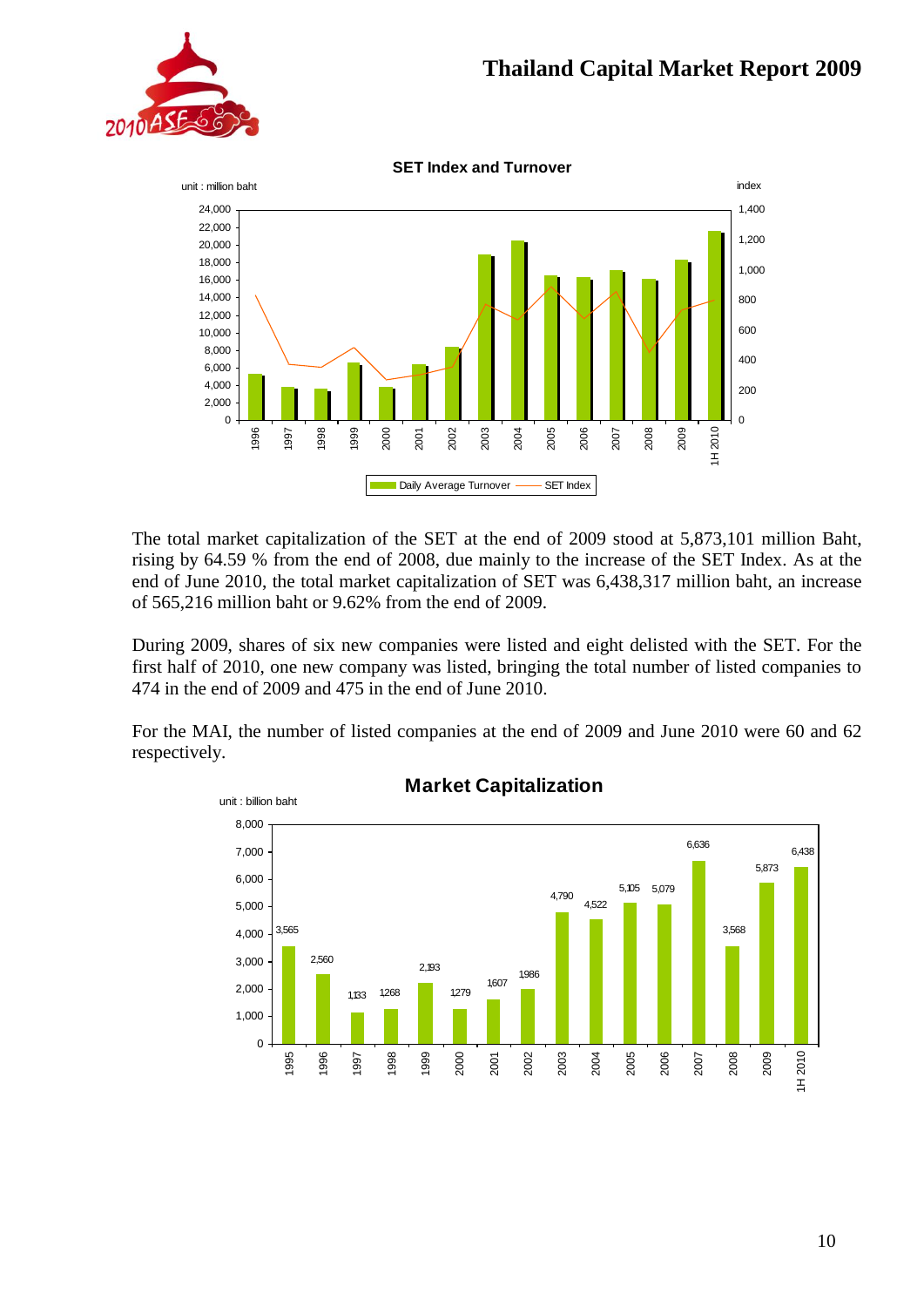**SET Index and Turnover**

The total market capitalization of the SET at the end of 2009 stood at 5,873,101 million Baht, rising by 64.59 % from the end of 2008, due mainly to the increase of the SET Index. As at the end of June 2010, the total market capitalization of SET was 6,438,317 million baht, an increase of 565,216 million baht or 9.62% from the end of 2009.

During 2009, shares of six new companies were listed and eight delisted with the SET. For the first half of 2010, one new company was listed, bringing the total number of listed companies to 474 in the end of 2009 and 475 in the end of June 2010.

For the MAI, the number of listed companies at the end of 2009 and June 2010 were 60 and 62 respectively.

**Market Capitalization**

unit : billion baht

| Year | Market Capitalization |
|---|---|
| 1995 | 3,565 |
| 1996 | 2,560 |
| 1997 | 1,133 |
| 1998 | 1,268 |
| 1999 | 2,193 |
| 2000 | 1,279 |
| 2001 | 1,607 |
| 2002 | 1,986 |
| 2003 | 4,790 |
| 2004 | 4,522 |
| 2005 | 5,105 |
| 2006 | 5,079 |
| 2007 | 6,636 |
| 2008 | 3,568 |
| 2009 | 5,873 |
| 1H 2010 | 6,438 |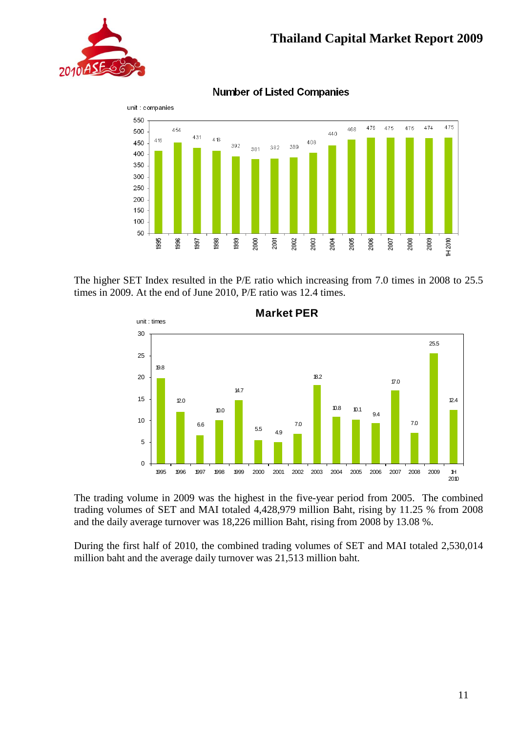**Number of Listed Companies**

unit : companies

| Year | Companies |
|---|---|
| 1995 | 416 |
| 1996 | 454 |
| 1997 | 431 |
| 1998 | 418 |
| 1999 | 392 |
| 2000 | 381 |
| 2001 | 382 |
| 2002 | 389 |
| 2003 | 408 |
| 2004 | 440 |
| 2005 | 468 |
| 2006 | 476 |
| 2007 | 475 |
| 2008 | 476 |
| 2009 | 474 |
| 1H 2010 | 475 |

The higher SET Index resulted in the P/E ratio which increasing from 7.0 times in 2008 to 25.5 times in 2009. At the end of June 2010, P/E ratio was 12.4 times.

**Market PER**

unit : times

| Year | PER |
|---|---|
| 1995 | 19.8 |
| 1996 | 12.0 |
| 1997 | 6.6 |
| 1998 | 10.0 |
| 1999 | 14.7 |
| 2000 | 5.5 |
| 2001 | 4.9 |
| 2002 | 7.0 |
| 2003 | 18.2 |
| 2004 | 10.8 |
| 2005 | 10.1 |
| 2006 | 9.4 |
| 2007 | 17.0 |
| 2008 | 7.0 |
| 2009 | 25.5 |
| 1H 2010 | 12.4 |

The trading volume in 2009 was the highest in the five-year period from 2005. The combined trading volumes of SET and MAI totaled 4,428,979 million Baht, rising by 11.25 % from 2008 and the daily average turnover was 18,226 million Baht, rising from 2008 by 13.08 %.

During the first half of 2010, the combined trading volumes of SET and MAI totaled 2,530,014 million baht and the average daily turnover was 21,513 million baht.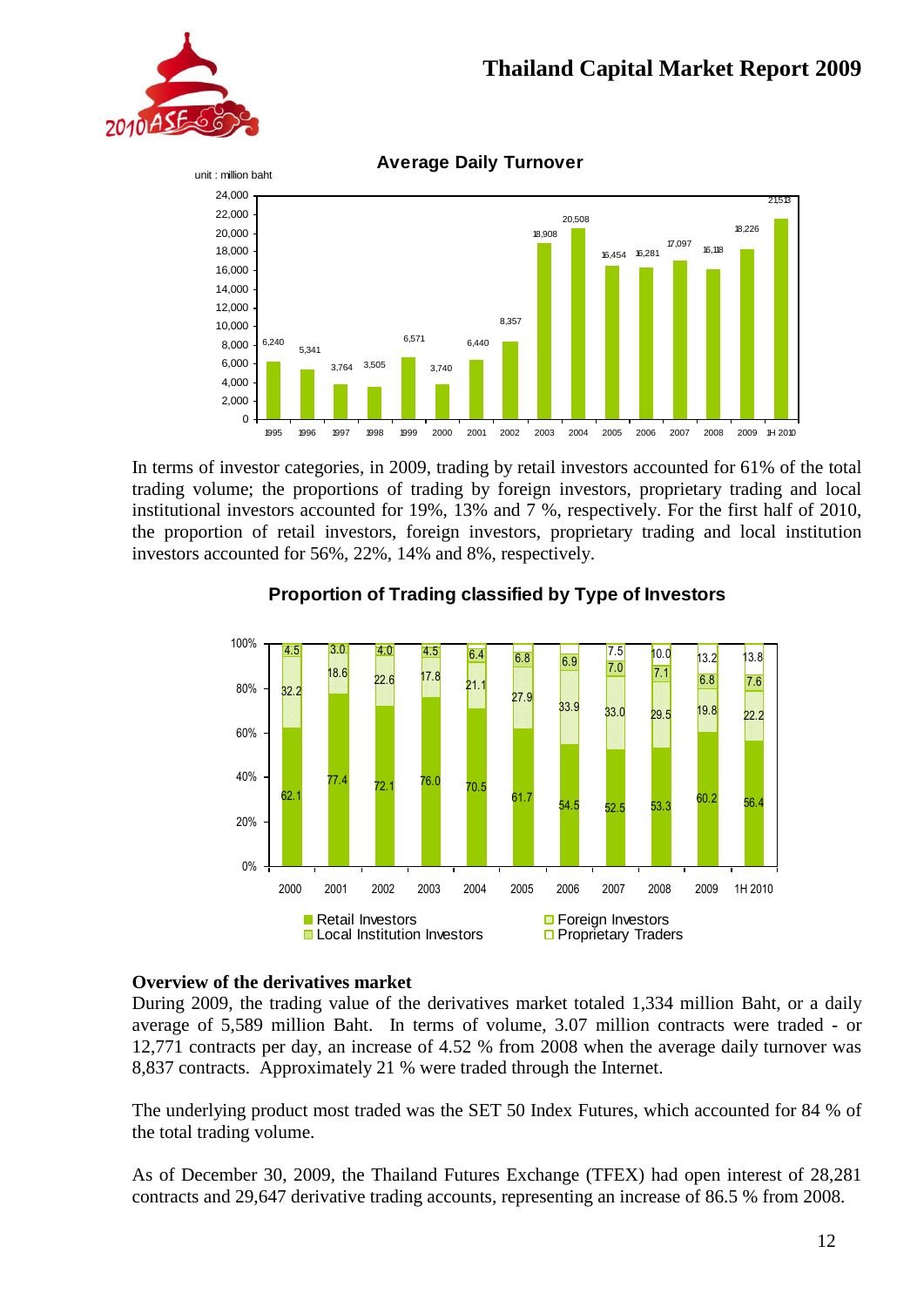**Average Daily Turnover**

unit : million baht

| Year | Average Daily Turnover |
|---|---|
| 1995 | 6,240 |
| 1996 | 5,341 |
| 1997 | 3,764 |
| 1998 | 3,505 |
| 1999 | 6,571 |
| 2000 | 3,740 |
| 2001 | 6,440 |
| 2002 | 8,357 |
| 2003 | 18,908 |
| 2004 | 20,508 |
| 2005 | 16,454 |
| 2006 | 16,281 |
| 2007 | 17,097 |
| 2008 | 16,118 |
| 2009 | 18,226 |
| 1H 2010 | 21,513 |

In terms of investor categories, in 2009, trading by retail investors accounted for 61% of the total trading volume; the proportions of trading by foreign investors, proprietary trading and local institutional investors accounted for 19%, 13% and 7 %, respectively. For the first half of 2010, the proportion of retail investors, foreign investors, proprietary trading and local institution investors accounted for 56%, 22%, 14% and 8%, respectively.

**Proportion of Trading classified by Type of Investors**

| Year | Retail Investors | Foreign Investors | Local Institution Investors | Proprietary Traders |
|---|---|---|---|---|
| 2000 | 62.1 | 32.2 | 4.5 | |
| 2001 | 77.4 | 18.6 | 3.0 | |
| 2002 | 72.1 | 22.6 | 4.0 | |
| 2003 | 76.0 | 17.8 | 4.5 | |
| 2004 | 70.5 | 21.1 | 6.4 | |
| 2005 | 61.7 | 27.9 | 6.8 | |
| 2006 | 54.5 | 33.9 | 6.9 | |
| 2007 | 52.5 | 33.0 | 7.0 | 7.5 |
| 2008 | 53.3 | 29.5 | 7.1 | 10.0 |
| 2009 | 60.2 | 19.8 | 6.8 | 13.2 |
| 1H 2010 | 56.4 | 22.2 | 7.6 | 13.8 |

### Overview of the derivatives market

During 2009, the trading value of the derivatives market totaled 1,334 million Baht, or a daily average of 5,589 million Baht. In terms of volume, 3.07 million contracts were traded - or 12,771 contracts per day, an increase of 4.52 % from 2008 when the average daily turnover was 8,837 contracts. Approximately 21 % were traded through the Internet.

The underlying product most traded was the SET 50 Index Futures, which accounted for 84 % of the total trading volume.

As of December 30, 2009, the Thailand Futures Exchange (TFEX) had open interest of 28,281 contracts and 29,647 derivative trading accounts, representing an increase of 86.5 % from 2008.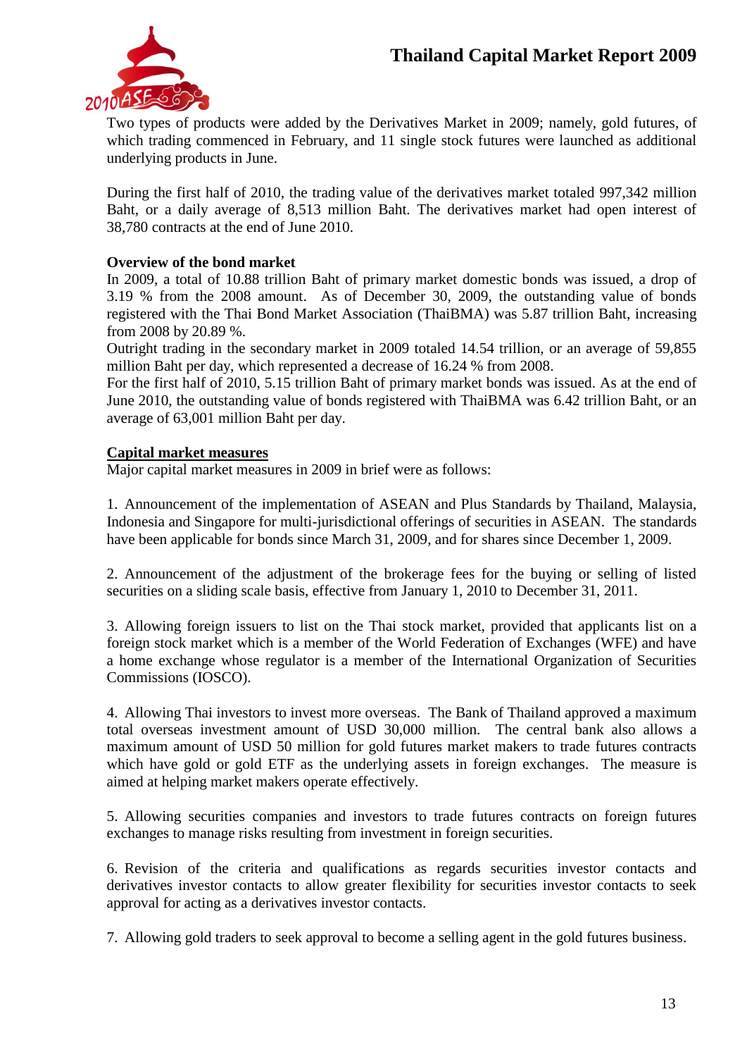Two types of products were added by the Derivatives Market in 2009; namely, gold futures, of which trading commenced in February, and 11 single stock futures were launched as additional underlying products in June.

During the first half of 2010, the trading value of the derivatives market totaled 997,342 million Baht, or a daily average of 8,513 million Baht. The derivatives market had open interest of 38,780 contracts at the end of June 2010.

**Overview of the bond market**

In 2009, a total of 10.88 trillion Baht of primary market domestic bonds was issued, a drop of 3.19 % from the 2008 amount. As of December 30, 2009, the outstanding value of bonds registered with the Thai Bond Market Association (ThaiBMA) was 5.87 trillion Baht, increasing from 2008 by 20.89 %.

Outright trading in the secondary market in 2009 totaled 14.54 trillion, or an average of 59,855 million Baht per day, which represented a decrease of 16.24 % from 2008.

For the first half of 2010, 5.15 trillion Baht of primary market bonds was issued. As at the end of June 2010, the outstanding value of bonds registered with ThaiBMA was 6.42 trillion Baht, or an average of 63,001 million Baht per day.

**Capital market measures**

Major capital market measures in 2009 in brief were as follows:

1. Announcement of the implementation of ASEAN and Plus Standards by Thailand, Malaysia, Indonesia and Singapore for multi-jurisdictional offerings of securities in ASEAN. The standards have been applicable for bonds since March 31, 2009, and for shares since December 1, 2009.

2. Announcement of the adjustment of the brokerage fees for the buying or selling of listed securities on a sliding scale basis, effective from January 1, 2010 to December 31, 2011.

3. Allowing foreign issuers to list on the Thai stock market, provided that applicants list on a foreign stock market which is a member of the World Federation of Exchanges (WFE) and have a home exchange whose regulator is a member of the International Organization of Securities Commissions (IOSCO).

4. Allowing Thai investors to invest more overseas. The Bank of Thailand approved a maximum total overseas investment amount of USD 30,000 million. The central bank also allows a maximum amount of USD 50 million for gold futures market makers to trade futures contracts which have gold or gold ETF as the underlying assets in foreign exchanges. The measure is aimed at helping market makers operate effectively.

5. Allowing securities companies and investors to trade futures contracts on foreign futures exchanges to manage risks resulting from investment in foreign securities.

6. Revision of the criteria and qualifications as regards securities investor contacts and derivatives investor contacts to allow greater flexibility for securities investor contacts to seek approval for acting as a derivatives investor contacts.

7. Allowing gold traders to seek approval to become a selling agent in the gold futures business.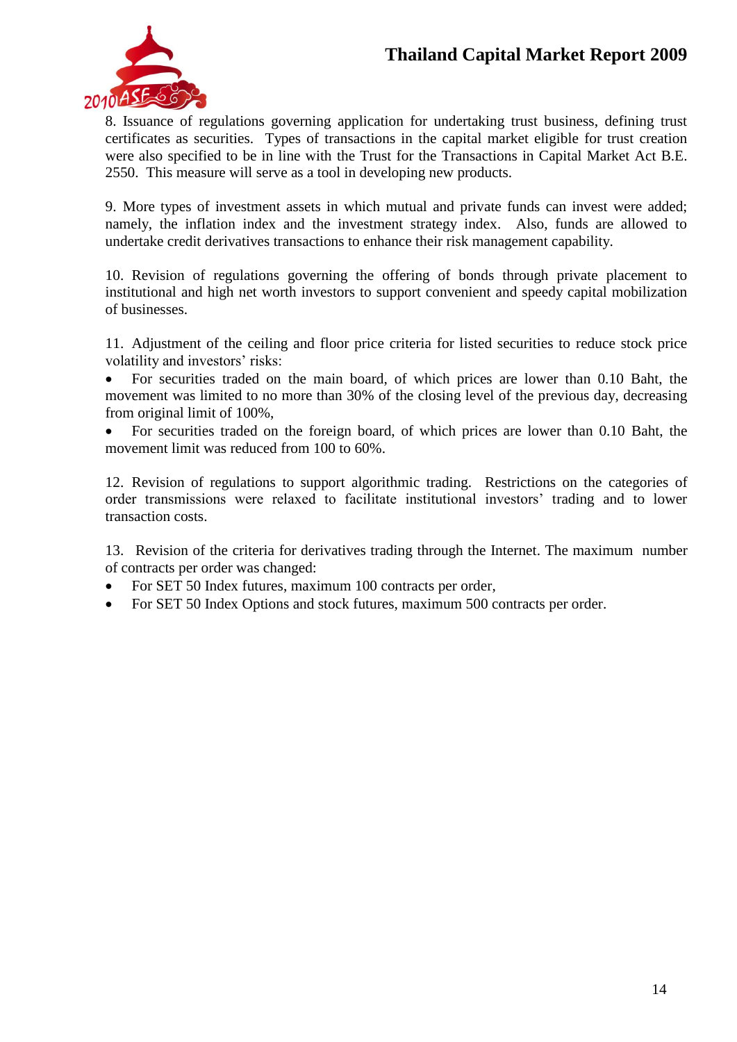8. Issuance of regulations governing application for undertaking trust business, defining trust certificates as securities. Types of transactions in the capital market eligible for trust creation were also specified to be in line with the Trust for the Transactions in Capital Market Act B.E. 2550. This measure will serve as a tool in developing new products.

9. More types of investment assets in which mutual and private funds can invest were added; namely, the inflation index and the investment strategy index. Also, funds are allowed to undertake credit derivatives transactions to enhance their risk management capability.

10. Revision of regulations governing the offering of bonds through private placement to institutional and high net worth investors to support convenient and speedy capital mobilization of businesses.

11. Adjustment of the ceiling and floor price criteria for listed securities to reduce stock price volatility and investors' risks:

- For securities traded on the main board, of which prices are lower than 0.10 Baht, the movement was limited to no more than 30% of the closing level of the previous day, decreasing from original limit of 100%,
- For securities traded on the foreign board, of which prices are lower than 0.10 Baht, the movement limit was reduced from 100 to 60%.

12. Revision of regulations to support algorithmic trading. Restrictions on the categories of order transmissions were relaxed to facilitate institutional investors' trading and to lower transaction costs.

13. Revision of the criteria for derivatives trading through the Internet. The maximum number of contracts per order was changed:

- For SET 50 Index futures, maximum 100 contracts per order,
- For SET 50 Index Options and stock futures, maximum 500 contracts per order.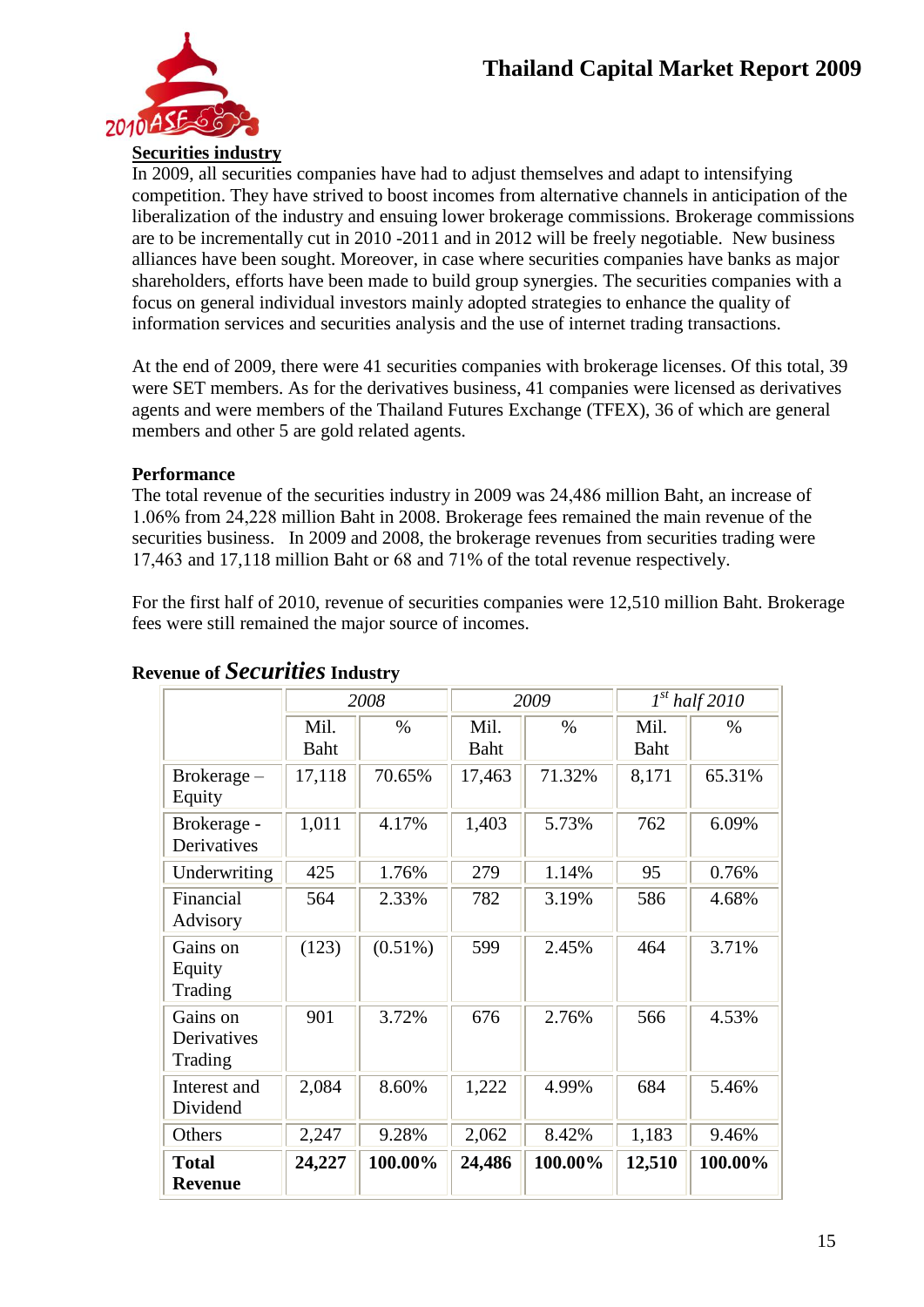**Securities industry**

In 2009, all securities companies have had to adjust themselves and adapt to intensifying competition. They have strived to boost incomes from alternative channels in anticipation of the liberalization of the industry and ensuing lower brokerage commissions. Brokerage commissions are to be incrementally cut in 2010 -2011 and in 2012 will be freely negotiable. New business alliances have been sought. Moreover, in case where securities companies have banks as major shareholders, efforts have been made to build group synergies. The securities companies with a focus on general individual investors mainly adopted strategies to enhance the quality of information services and securities analysis and the use of internet trading transactions.

At the end of 2009, there were 41 securities companies with brokerage licenses. Of this total, 39 were SET members. As for the derivatives business, 41 companies were licensed as derivatives agents and were members of the Thailand Futures Exchange (TFEX), 36 of which are general members and other 5 are gold related agents.

**Performance**

The total revenue of the securities industry in 2009 was 24,486 million Baht, an increase of 1.06% from 24,228 million Baht in 2008. Brokerage fees remained the main revenue of the securities business. In 2009 and 2008, the brokerage revenues from securities trading were 17,463 and 17,118 million Baht or 68 and 71% of the total revenue respectively.

For the first half of 2010, revenue of securities companies were 12,510 million Baht. Brokerage fees were still remained the major source of incomes.

**Revenue of *Securities* Industry**

| | *2008* | | *2009* | | *1st half 2010* | |
|---|---|---|---|---|---|---|
| | Mil. Baht | % | Mil. Baht | % | Mil. Baht | % |
| Brokerage – Equity | 17,118 | 70.65% | 17,463 | 71.32% | 8,171 | 65.31% |
| Brokerage - Derivatives | 1,011 | 4.17% | 1,403 | 5.73% | 762 | 6.09% |
| Underwriting | 425 | 1.76% | 279 | 1.14% | 95 | 0.76% |
| Financial Advisory | 564 | 2.33% | 782 | 3.19% | 586 | 4.68% |
| Gains on Equity Trading | (123) | (0.51%) | 599 | 2.45% | 464 | 3.71% |
| Gains on Derivatives Trading | 901 | 3.72% | 676 | 2.76% | 566 | 4.53% |
| Interest and Dividend | 2,084 | 8.60% | 1,222 | 4.99% | 684 | 5.46% |
| Others | 2,247 | 9.28% | 2,062 | 8.42% | 1,183 | 9.46% |
| **Total Revenue** | **24,227** | **100.00%** | **24,486** | **100.00%** | **12,510** | **100.00%** |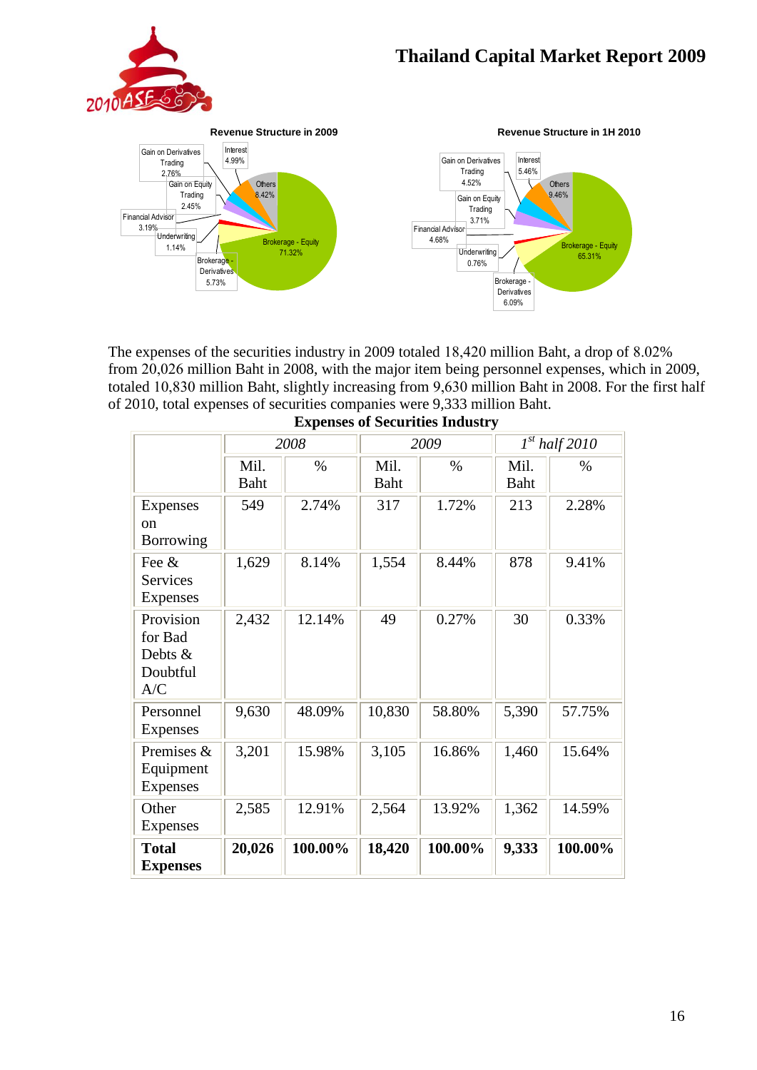**Revenue Structure in 2009**

- Brokerage - Equity 71.32%
- Brokerage - Derivatives 5.73%
- Underwriting 1.14%
- Financial Advisor 3.19%
- Gain on Equity Trading 2.45%
- Gain on Derivatives Trading 2.76%
- Interest 4.99%
- Others 8.42%

**Revenue Structure in 1H 2010**

- Brokerage - Equity 65.31%
- Brokerage - Derivatives 6.09%
- Underwriting 0.76%
- Financial Advisor 4.68%
- Gain on Equity Trading 3.71%
- Gain on Derivatives Trading 4.52%
- Interest 5.46%
- Others 9.46%

The expenses of the securities industry in 2009 totaled 18,420 million Baht, a drop of 8.02% from 20,026 million Baht in 2008, with the major item being personnel expenses, which in 2009, totaled 10,830 million Baht, slightly increasing from 9,630 million Baht in 2008. For the first half of 2010, total expenses of securities companies were 9,333 million Baht.

**Expenses of Securities Industry**

| | *2008* | | *2009* | | *1st half 2010* | |
|---|---|---|---|---|---|---|
| | Mil. Baht | % | Mil. Baht | % | Mil. Baht | % |
| Expenses on Borrowing | 549 | 2.74% | 317 | 1.72% | 213 | 2.28% |
| Fee & Services Expenses | 1,629 | 8.14% | 1,554 | 8.44% | 878 | 9.41% |
| Provision for Bad Debts & Doubtful A/C | 2,432 | 12.14% | 49 | 0.27% | 30 | 0.33% |
| Personnel Expenses | 9,630 | 48.09% | 10,830 | 58.80% | 5,390 | 57.75% |
| Premises & Equipment Expenses | 3,201 | 15.98% | 3,105 | 16.86% | 1,460 | 15.64% |
| Other Expenses | 2,585 | 12.91% | 2,564 | 13.92% | 1,362 | 14.59% |
| **Total Expenses** | **20,026** | **100.00%** | **18,420** | **100.00%** | **9,333** | **100.00%** |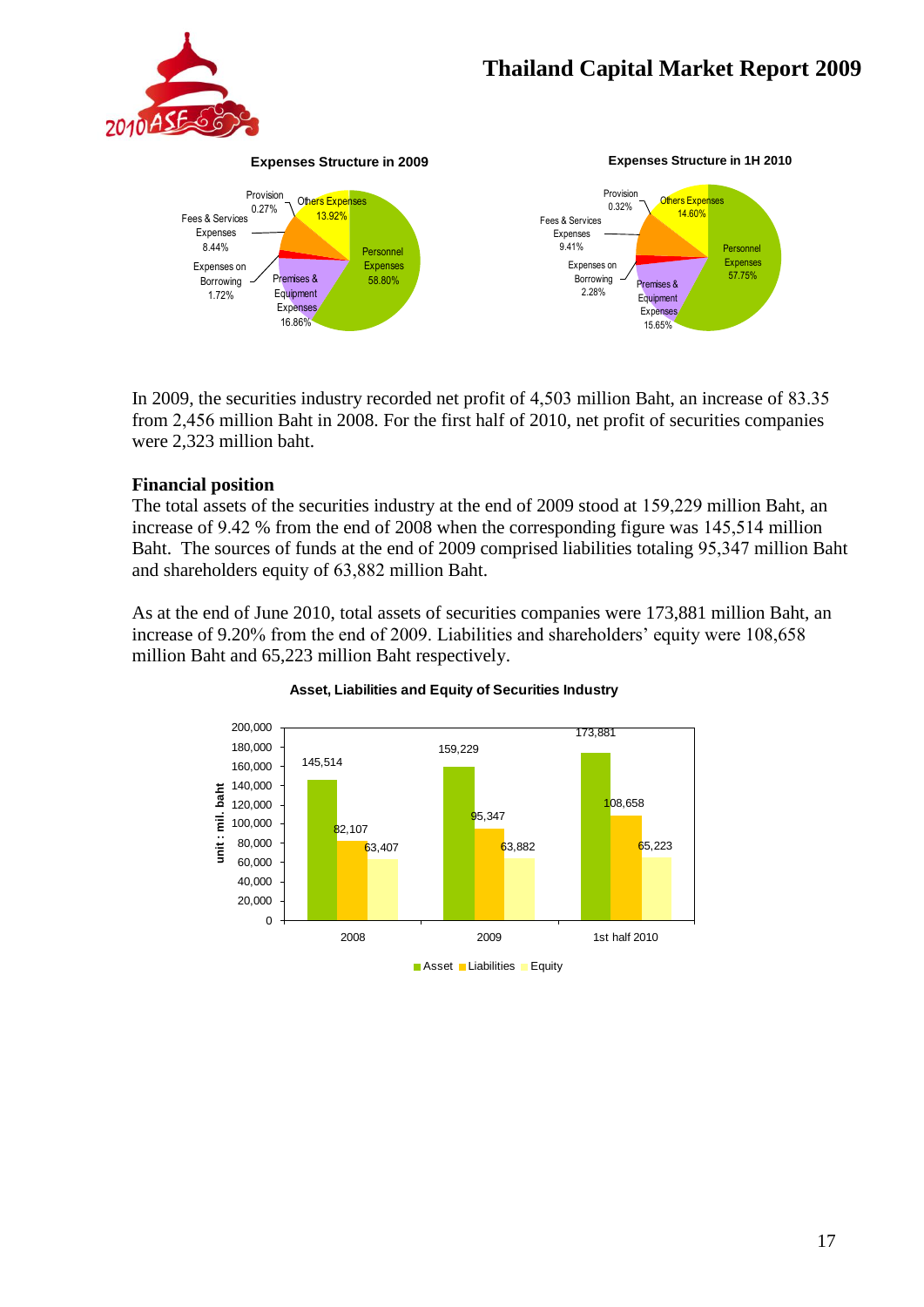**Expenses Structure in 2009**

| Expense | Share |
|---|---|
| Personnel Expenses | 58.80% |
| Premises & Equipment Expenses | 16.86% |
| Others Expenses | 13.92% |
| Fees & Services Expenses | 8.44% |
| Expenses on Borrowing | 1.72% |
| Provision | 0.27% |

**Expenses Structure in 1H 2010**

| Expense | Share |
|---|---|
| Personnel Expenses | 57.75% |
| Premises & Equipment Expenses | 15.65% |
| Others Expenses | 14.60% |
| Fees & Services Expenses | 9.41% |
| Expenses on Borrowing | 2.28% |
| Provision | 0.32% |

In 2009, the securities industry recorded net profit of 4,503 million Baht, an increase of 83.35 from 2,456 million Baht in 2008. For the first half of 2010, net profit of securities companies were 2,323 million baht.

## Financial position

The total assets of the securities industry at the end of 2009 stood at 159,229 million Baht, an increase of 9.42 % from the end of 2008 when the corresponding figure was 145,514 million Baht. The sources of funds at the end of 2009 comprised liabilities totaling 95,347 million Baht and shareholders equity of 63,882 million Baht.

As at the end of June 2010, total assets of securities companies were 173,881 million Baht, an increase of 9.20% from the end of 2009. Liabilities and shareholders' equity were 108,658 million Baht and 65,223 million Baht respectively.

**Asset, Liabilities and Equity of Securities Industry**

unit : mil. baht

| | Asset | Liabilities | Equity |
|---|---|---|---|
| 2008 | 145,514 | 82,107 | 63,407 |
| 2009 | 159,229 | 95,347 | 63,882 |
| 1st half 2010 | 173,881 | 108,658 | 65,223 |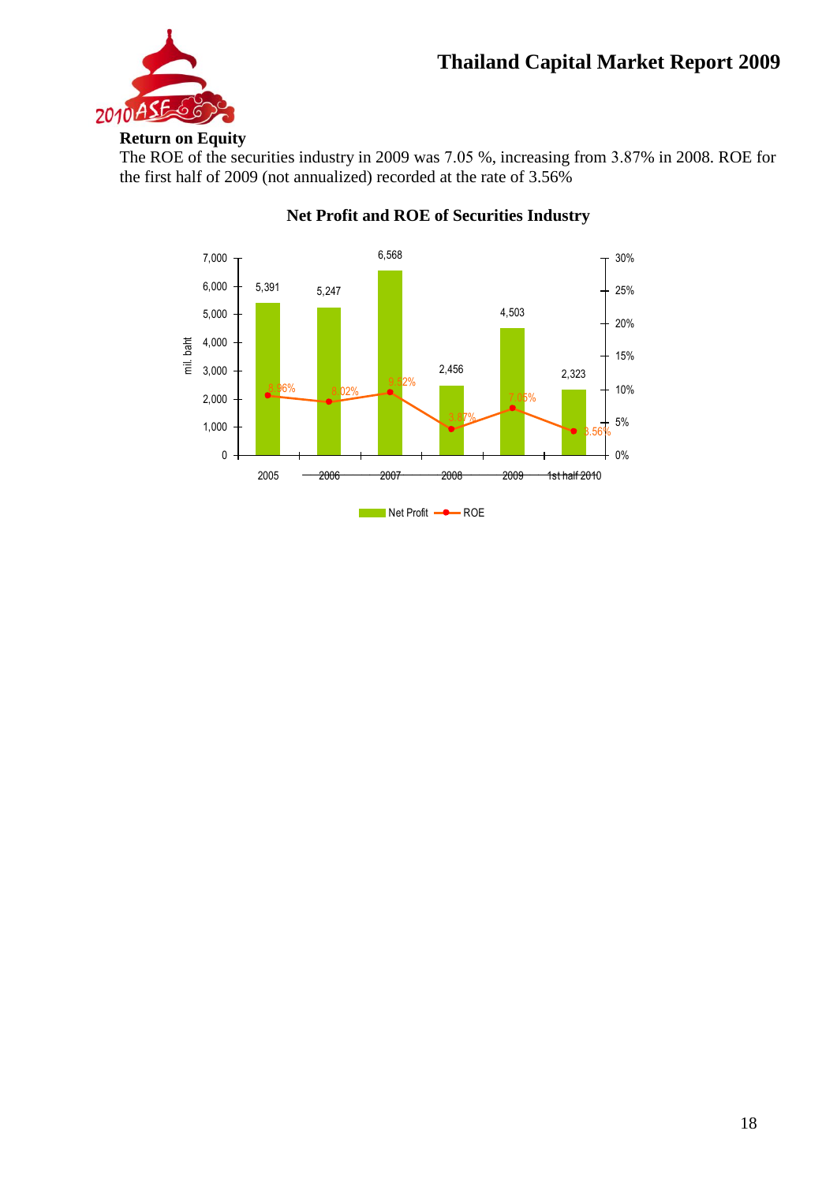**Return on Equity**

The ROE of the securities industry in 2009 was 7.05 %, increasing from 3.87% in 2008. ROE for the first half of 2009 (not annualized) recorded at the rate of 3.56%

**Net Profit and ROE of Securities Industry**

mil. baht

7,000
6,000
5,000
4,000
3,000
2,000
1,000
0

30%
25%
20%
15%
10%
5%
0%

5,391
5,247
6,568
2,456
4,503
2,323

8.96%
8.02%
9.52%
3.87%
7.05%
3.56%

2005
2006
2007
2008
2009
1st half 2010

Net Profit
ROE